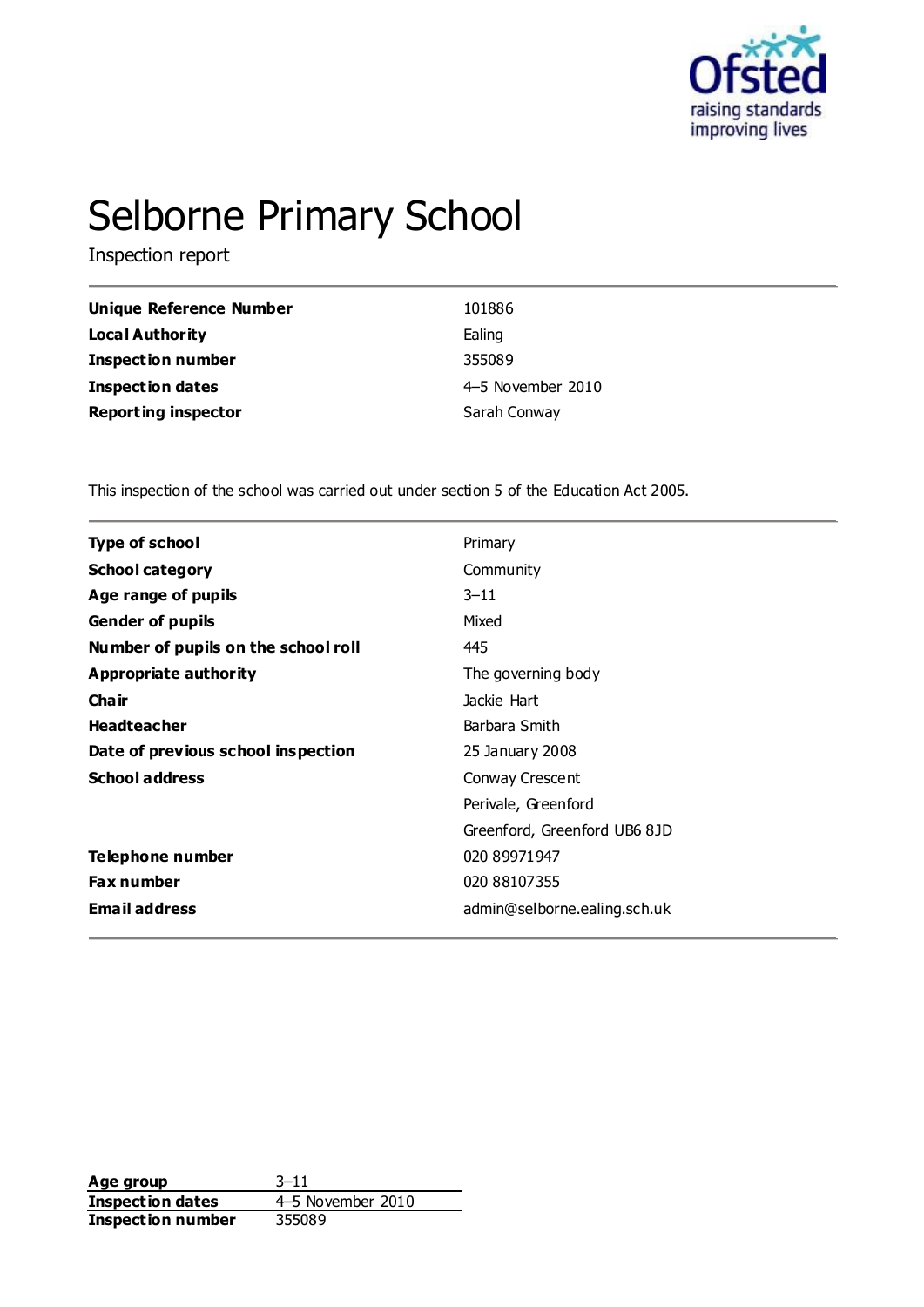# Selborne Primary School

Inspection report

| | |
|---|---|
| **Unique Reference Number** | 101886 |
| **Local Authority** | Ealing |
| **Inspection number** | 355089 |
| **Inspection dates** | 4–5 November 2010 |
| **Reporting inspector** | Sarah Conway |

This inspection of the school was carried out under section 5 of the Education Act 2005.

| | |
|---|---|
| **Type of school** | Primary |
| **School category** | Community |
| **Age range of pupils** | 3–11 |
| **Gender of pupils** | Mixed |
| **Number of pupils on the school roll** | 445 |
| **Appropriate authority** | The governing body |
| **Chair** | Jackie Hart |
| **Headteacher** | Barbara Smith |
| **Date of previous school inspection** | 25 January 2008 |
| **School address** | Conway Crescent |
| | Perivale, Greenford |
| | Greenford, Greenford UB6 8JD |
| **Telephone number** | 020 89971947 |
| **Fax number** | 020 88107355 |
| **Email address** | admin@selborne.ealing.sch.uk |

| | |
|---|---|
| **Age group** | 3–11 |
| **Inspection dates** | 4–5 November 2010 |
| **Inspection number** | 355089 |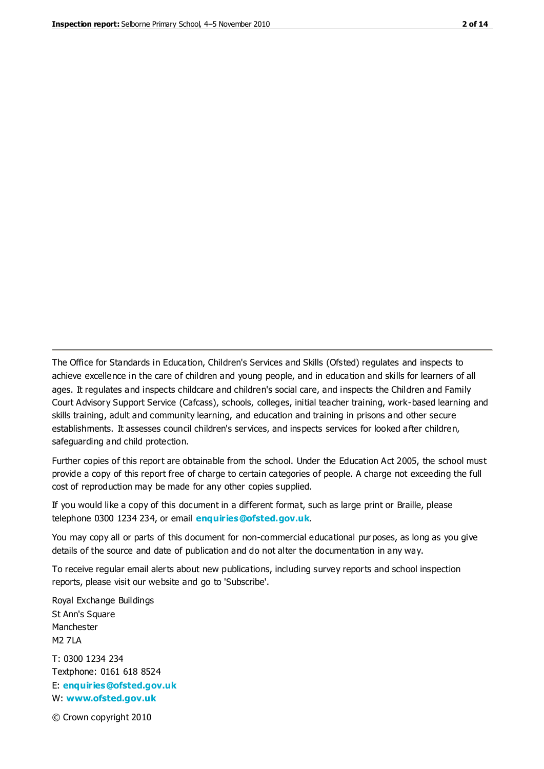The Office for Standards in Education, Children's Services and Skills (Ofsted) regulates and inspects to achieve excellence in the care of children and young people, and in education and skills for learners of all ages. It regulates and inspects childcare and children's social care, and inspects the Children and Family Court Advisory Support Service (Cafcass), schools, colleges, initial teacher training, work-based learning and skills training, adult and community learning, and education and training in prisons and other secure establishments. It assesses council children's services, and inspects services for looked after children, safeguarding and child protection.

Further copies of this report are obtainable from the school. Under the Education Act 2005, the school must provide a copy of this report free of charge to certain categories of people. A charge not exceeding the full cost of reproduction may be made for any other copies supplied.

If you would like a copy of this document in a different format, such as large print or Braille, please telephone 0300 1234 234, or email **enquiries@ofsted.gov.uk**.

You may copy all or parts of this document for non-commercial educational purposes, as long as you give details of the source and date of publication and do not alter the documentation in any way.

To receive regular email alerts about new publications, including survey reports and school inspection reports, please visit our website and go to 'Subscribe'.

Royal Exchange Buildings
St Ann's Square
Manchester
M2 7LA

T: 0300 1234 234
Textphone: 0161 618 8524
E: **enquiries@ofsted.gov.uk**
W: **www.ofsted.gov.uk**

© Crown copyright 2010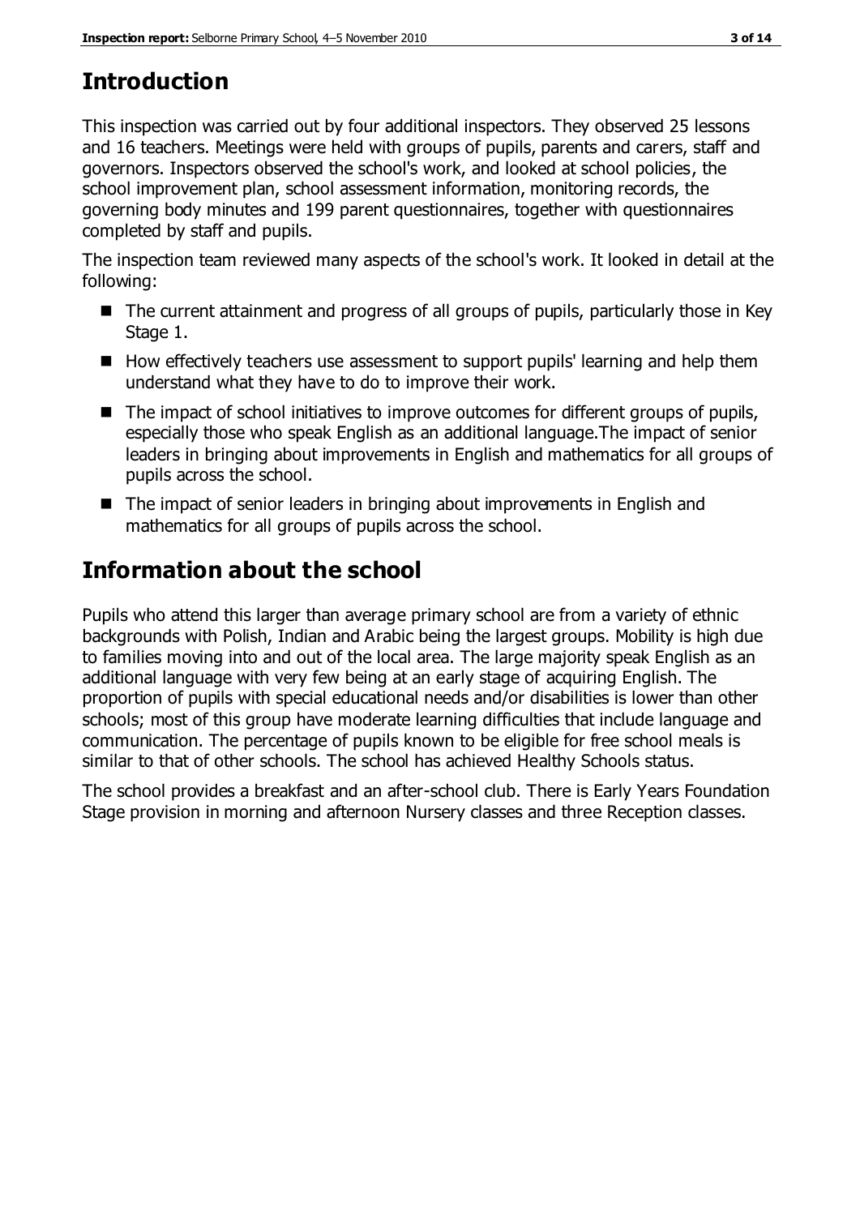# Introduction

This inspection was carried out by four additional inspectors. They observed 25 lessons and 16 teachers. Meetings were held with groups of pupils, parents and carers, staff and governors. Inspectors observed the school's work, and looked at school policies, the school improvement plan, school assessment information, monitoring records, the governing body minutes and 199 parent questionnaires, together with questionnaires completed by staff and pupils.

The inspection team reviewed many aspects of the school's work. It looked in detail at the following:

- The current attainment and progress of all groups of pupils, particularly those in Key Stage 1.
- How effectively teachers use assessment to support pupils' learning and help them understand what they have to do to improve their work.
- The impact of school initiatives to improve outcomes for different groups of pupils, especially those who speak English as an additional language.The impact of senior leaders in bringing about improvements in English and mathematics for all groups of pupils across the school.
- The impact of senior leaders in bringing about improvements in English and mathematics for all groups of pupils across the school.

# Information about the school

Pupils who attend this larger than average primary school are from a variety of ethnic backgrounds with Polish, Indian and Arabic being the largest groups. Mobility is high due to families moving into and out of the local area. The large majority speak English as an additional language with very few being at an early stage of acquiring English. The proportion of pupils with special educational needs and/or disabilities is lower than other schools; most of this group have moderate learning difficulties that include language and communication. The percentage of pupils known to be eligible for free school meals is similar to that of other schools. The school has achieved Healthy Schools status.

The school provides a breakfast and an after-school club. There is Early Years Foundation Stage provision in morning and afternoon Nursery classes and three Reception classes.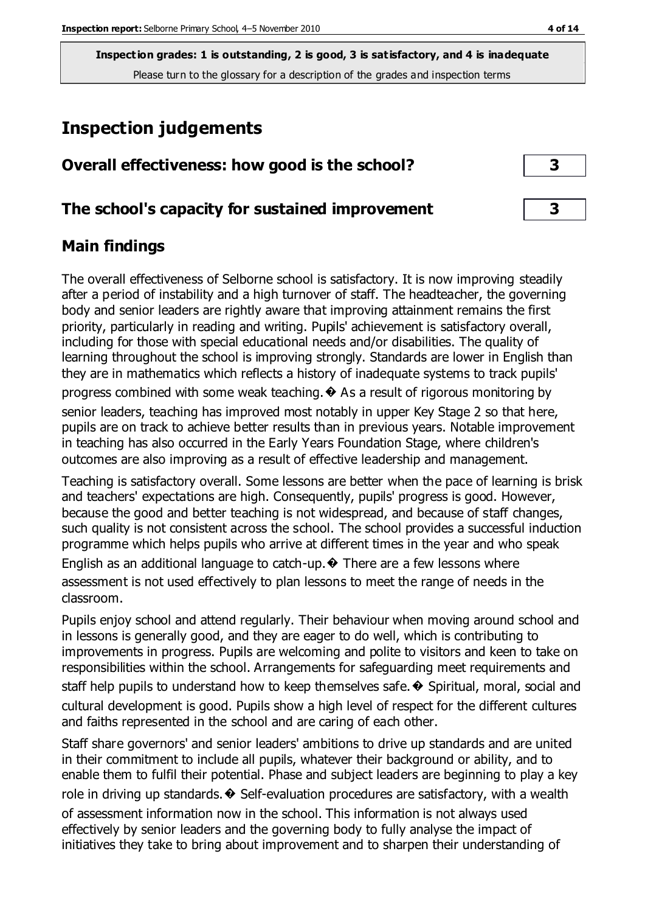**Inspection grades: 1 is outstanding, 2 is good, 3 is satisfactory, and 4 is inadequate**
Please turn to the glossary for a description of the grades and inspection terms

# Inspection judgements

| Overall effectiveness: how good is the school? | 3 |
|---|---|
| **The school's capacity for sustained improvement** | **3** |

## Main findings

The overall effectiveness of Selborne school is satisfactory. It is now improving steadily after a period of instability and a high turnover of staff. The headteacher, the governing body and senior leaders are rightly aware that improving attainment remains the first priority, particularly in reading and writing. Pupils' achievement is satisfactory overall, including for those with special educational needs and/or disabilities. The quality of learning throughout the school is improving strongly. Standards are lower in English than they are in mathematics which reflects a history of inadequate systems to track pupils' progress combined with some weak teaching.� As a result of rigorous monitoring by senior leaders, teaching has improved most notably in upper Key Stage 2 so that here, pupils are on track to achieve better results than in previous years. Notable improvement in teaching has also occurred in the Early Years Foundation Stage, where children's outcomes are also improving as a result of effective leadership and management.

Teaching is satisfactory overall. Some lessons are better when the pace of learning is brisk and teachers' expectations are high. Consequently, pupils' progress is good. However, because the good and better teaching is not widespread, and because of staff changes, such quality is not consistent across the school. The school provides a successful induction programme which helps pupils who arrive at different times in the year and who speak English as an additional language to catch-up.� There are a few lessons where assessment is not used effectively to plan lessons to meet the range of needs in the classroom.

Pupils enjoy school and attend regularly. Their behaviour when moving around school and in lessons is generally good, and they are eager to do well, which is contributing to improvements in progress. Pupils are welcoming and polite to visitors and keen to take on responsibilities within the school. Arrangements for safeguarding meet requirements and staff help pupils to understand how to keep themselves safe.� Spiritual, moral, social and cultural development is good. Pupils show a high level of respect for the different cultures and faiths represented in the school and are caring of each other.

Staff share governors' and senior leaders' ambitions to drive up standards and are united in their commitment to include all pupils, whatever their background or ability, and to enable them to fulfil their potential. Phase and subject leaders are beginning to play a key role in driving up standards.� Self-evaluation procedures are satisfactory, with a wealth of assessment information now in the school. This information is not always used effectively by senior leaders and the governing body to fully analyse the impact of initiatives they take to bring about improvement and to sharpen their understanding of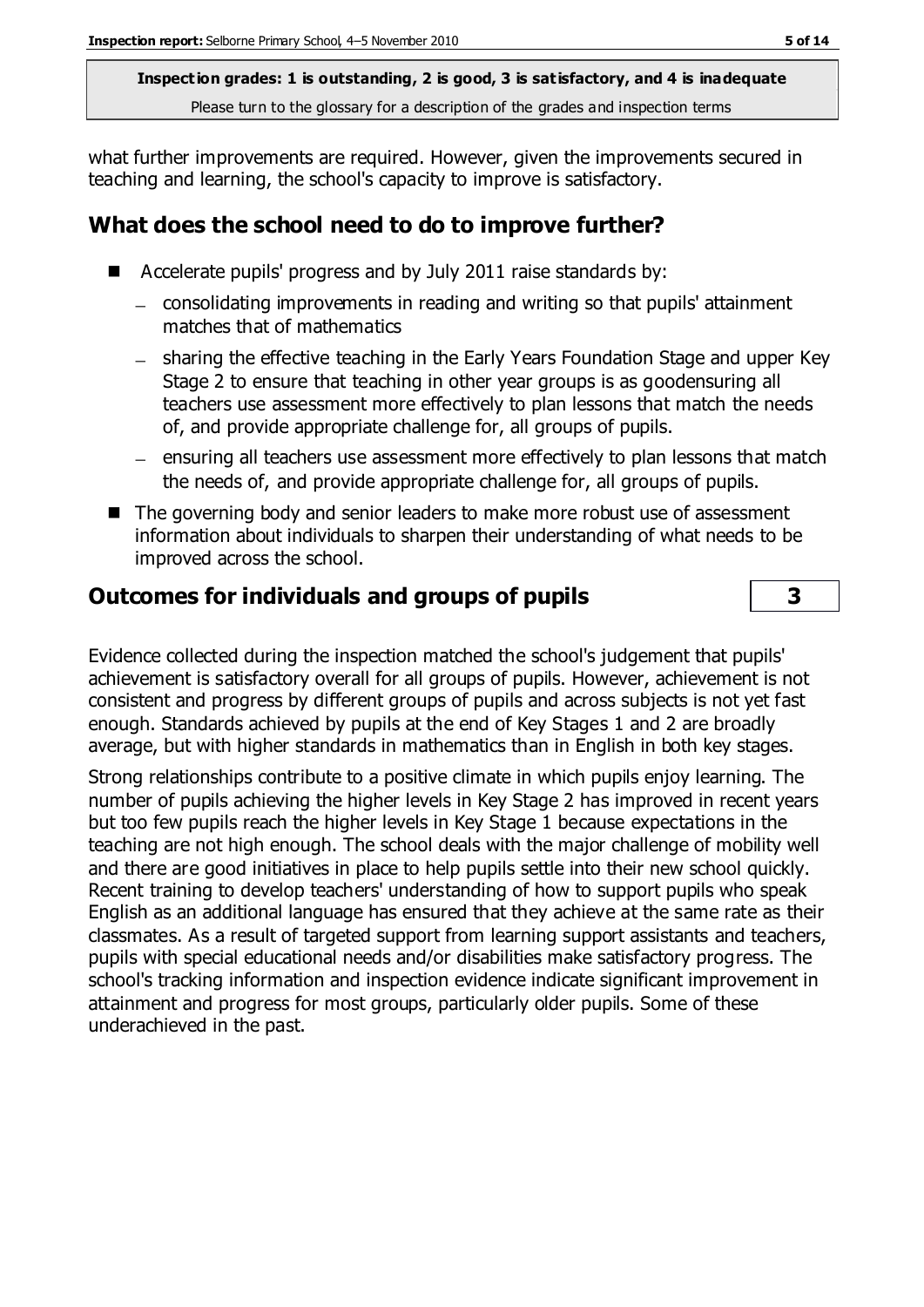what further improvements are required. However, given the improvements secured in teaching and learning, the school's capacity to improve is satisfactory.

## What does the school need to do to improve further?

- Accelerate pupils' progress and by July 2011 raise standards by:
  - consolidating improvements in reading and writing so that pupils' attainment matches that of mathematics
  - sharing the effective teaching in the Early Years Foundation Stage and upper Key Stage 2 to ensure that teaching in other year groups is as goodensuring all teachers use assessment more effectively to plan lessons that match the needs of, and provide appropriate challenge for, all groups of pupils.
  - ensuring all teachers use assessment more effectively to plan lessons that match the needs of, and provide appropriate challenge for, all groups of pupils.
- The governing body and senior leaders to make more robust use of assessment information about individuals to sharpen their understanding of what needs to be improved across the school.

## Outcomes for individuals and groups of pupils — 3

Evidence collected during the inspection matched the school's judgement that pupils' achievement is satisfactory overall for all groups of pupils. However, achievement is not consistent and progress by different groups of pupils and across subjects is not yet fast enough. Standards achieved by pupils at the end of Key Stages 1 and 2 are broadly average, but with higher standards in mathematics than in English in both key stages.

Strong relationships contribute to a positive climate in which pupils enjoy learning. The number of pupils achieving the higher levels in Key Stage 2 has improved in recent years but too few pupils reach the higher levels in Key Stage 1 because expectations in the teaching are not high enough. The school deals with the major challenge of mobility well and there are good initiatives in place to help pupils settle into their new school quickly. Recent training to develop teachers' understanding of how to support pupils who speak English as an additional language has ensured that they achieve at the same rate as their classmates. As a result of targeted support from learning support assistants and teachers, pupils with special educational needs and/or disabilities make satisfactory progress. The school's tracking information and inspection evidence indicate significant improvement in attainment and progress for most groups, particularly older pupils. Some of these underachieved in the past.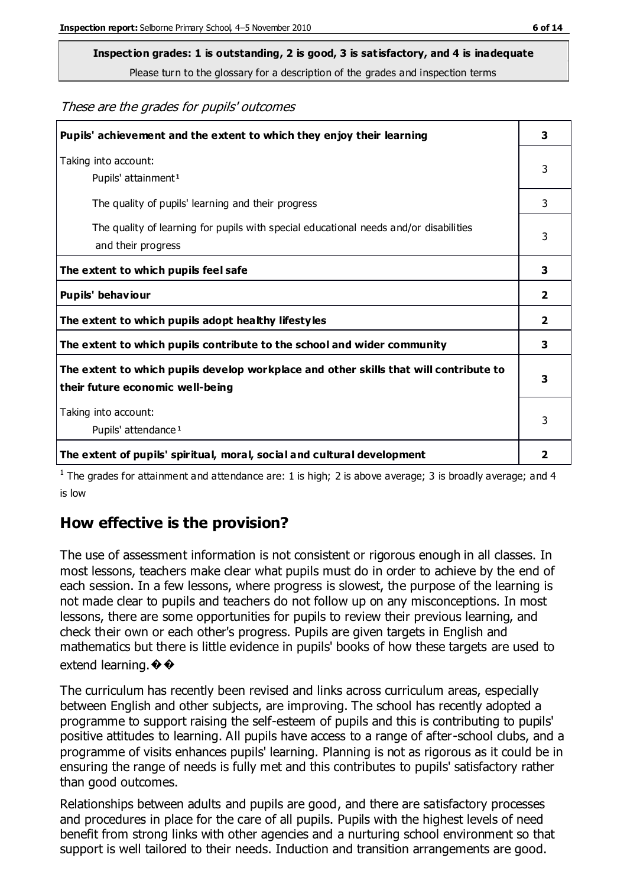**Inspection grades: 1 is outstanding, 2 is good, 3 is satisfactory, and 4 is inadequate**

Please turn to the glossary for a description of the grades and inspection terms

*These are the grades for pupils' outcomes*

| | |
|---|---|
| **Pupils' achievement and the extent to which they enjoy their learning** | **3** |
| Taking into account: Pupils' attainment[1] | 3 |
| The quality of pupils' learning and their progress | 3 |
| The quality of learning for pupils with special educational needs and/or disabilities and their progress | 3 |
| **The extent to which pupils feel safe** | **3** |
| **Pupils' behaviour** | **2** |
| **The extent to which pupils adopt healthy lifestyles** | **2** |
| **The extent to which pupils contribute to the school and wider community** | **3** |
| **The extent to which pupils develop workplace and other skills that will contribute to their future economic well-being** | **3** |
| Taking into account: Pupils' attendance[1] | 3 |
| **The extent of pupils' spiritual, moral, social and cultural development** | **2** |

[1] The grades for attainment and attendance are: 1 is high; 2 is above average; 3 is broadly average; and 4 is low

## How effective is the provision?

The use of assessment information is not consistent or rigorous enough in all classes. In most lessons, teachers make clear what pupils must do in order to achieve by the end of each session. In a few lessons, where progress is slowest, the purpose of the learning is not made clear to pupils and teachers do not follow up on any misconceptions. In most lessons, there are some opportunities for pupils to review their previous learning, and check their own or each other's progress. Pupils are given targets in English and mathematics but there is little evidence in pupils' books of how these targets are used to extend learning.

The curriculum has recently been revised and links across curriculum areas, especially between English and other subjects, are improving. The school has recently adopted a programme to support raising the self-esteem of pupils and this is contributing to pupils' positive attitudes to learning. All pupils have access to a range of after-school clubs, and a programme of visits enhances pupils' learning. Planning is not as rigorous as it could be in ensuring the range of needs is fully met and this contributes to pupils' satisfactory rather than good outcomes.

Relationships between adults and pupils are good, and there are satisfactory processes and procedures in place for the care of all pupils. Pupils with the highest levels of need benefit from strong links with other agencies and a nurturing school environment so that support is well tailored to their needs. Induction and transition arrangements are good.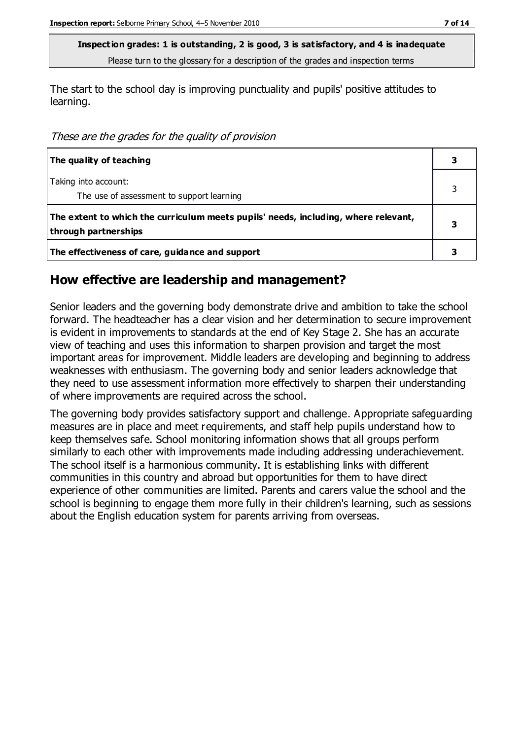**Inspection grades: 1 is outstanding, 2 is good, 3 is satisfactory, and 4 is inadequate**
Please turn to the glossary for a description of the grades and inspection terms

The start to the school day is improving punctuality and pupils' positive attitudes to learning.

*These are the grades for the quality of provision*

| | |
|---|---|
| **The quality of teaching** | **3** |
| Taking into account:<br>The use of assessment to support learning | 3 |
| **The extent to which the curriculum meets pupils' needs, including, where relevant, through partnerships** | **3** |
| **The effectiveness of care, guidance and support** | **3** |

## How effective are leadership and management?

Senior leaders and the governing body demonstrate drive and ambition to take the school forward. The headteacher has a clear vision and her determination to secure improvement is evident in improvements to standards at the end of Key Stage 2. She has an accurate view of teaching and uses this information to sharpen provision and target the most important areas for improvement. Middle leaders are developing and beginning to address weaknesses with enthusiasm. The governing body and senior leaders acknowledge that they need to use assessment information more effectively to sharpen their understanding of where improvements are required across the school.

The governing body provides satisfactory support and challenge. Appropriate safeguarding measures are in place and meet requirements, and staff help pupils understand how to keep themselves safe. School monitoring information shows that all groups perform similarly to each other with improvements made including addressing underachievement. The school itself is a harmonious community. It is establishing links with different communities in this country and abroad but opportunities for them to have direct experience of other communities are limited. Parents and carers value the school and the school is beginning to engage them more fully in their children's learning, such as sessions about the English education system for parents arriving from overseas.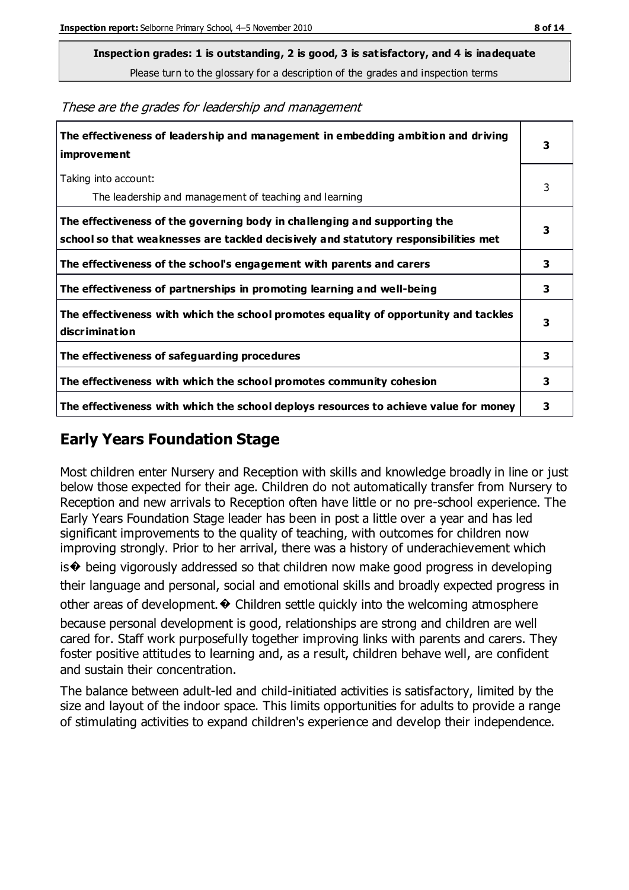**Inspection grades: 1 is outstanding, 2 is good, 3 is satisfactory, and 4 is inadequate**
Please turn to the glossary for a description of the grades and inspection terms

*These are the grades for leadership and management*

| | |
|---|---|
| **The effectiveness of leadership and management in embedding ambition and driving improvement** | **3** |
| Taking into account:<br>The leadership and management of teaching and learning | 3 |
| **The effectiveness of the governing body in challenging and supporting the school so that weaknesses are tackled decisively and statutory responsibilities met** | **3** |
| **The effectiveness of the school's engagement with parents and carers** | **3** |
| **The effectiveness of partnerships in promoting learning and well-being** | **3** |
| **The effectiveness with which the school promotes equality of opportunity and tackles discrimination** | **3** |
| **The effectiveness of safeguarding procedures** | **3** |
| **The effectiveness with which the school promotes community cohesion** | **3** |
| **The effectiveness with which the school deploys resources to achieve value for money** | **3** |

## Early Years Foundation Stage

Most children enter Nursery and Reception with skills and knowledge broadly in line or just below those expected for their age. Children do not automatically transfer from Nursery to Reception and new arrivals to Reception often have little or no pre-school experience. The Early Years Foundation Stage leader has been in post a little over a year and has led significant improvements to the quality of teaching, with outcomes for children now improving strongly. Prior to her arrival, there was a history of underachievement which is� being vigorously addressed so that children now make good progress in developing their language and personal, social and emotional skills and broadly expected progress in other areas of development.� Children settle quickly into the welcoming atmosphere because personal development is good, relationships are strong and children are well cared for. Staff work purposefully together improving links with parents and carers. They foster positive attitudes to learning and, as a result, children behave well, are confident and sustain their concentration.

The balance between adult-led and child-initiated activities is satisfactory, limited by the size and layout of the indoor space. This limits opportunities for adults to provide a range of stimulating activities to expand children's experience and develop their independence.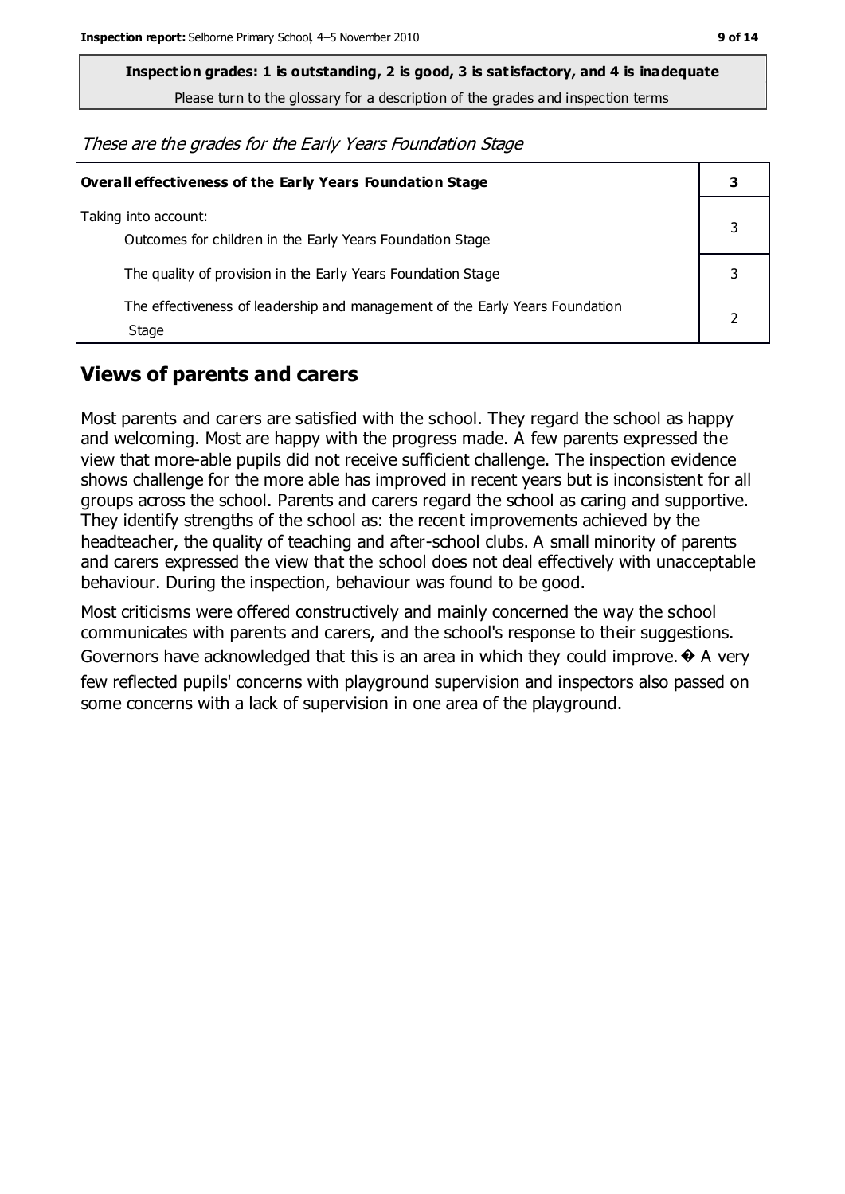**Inspection grades: 1 is outstanding, 2 is good, 3 is satisfactory, and 4 is inadequate**

Please turn to the glossary for a description of the grades and inspection terms

*These are the grades for the Early Years Foundation Stage*

| **Overall effectiveness of the Early Years Foundation Stage** | **3** |
|---|---|
| Taking into account: Outcomes for children in the Early Years Foundation Stage | 3 |
| The quality of provision in the Early Years Foundation Stage | 3 |
| The effectiveness of leadership and management of the Early Years Foundation Stage | 2 |

## Views of parents and carers

Most parents and carers are satisfied with the school. They regard the school as happy and welcoming. Most are happy with the progress made. A few parents expressed the view that more-able pupils did not receive sufficient challenge. The inspection evidence shows challenge for the more able has improved in recent years but is inconsistent for all groups across the school. Parents and carers regard the school as caring and supportive. They identify strengths of the school as: the recent improvements achieved by the headteacher, the quality of teaching and after-school clubs. A small minority of parents and carers expressed the view that the school does not deal effectively with unacceptable behaviour. During the inspection, behaviour was found to be good.

Most criticisms were offered constructively and mainly concerned the way the school communicates with parents and carers, and the school's response to their suggestions. Governors have acknowledged that this is an area in which they could improve.� A very few reflected pupils' concerns with playground supervision and inspectors also passed on some concerns with a lack of supervision in one area of the playground.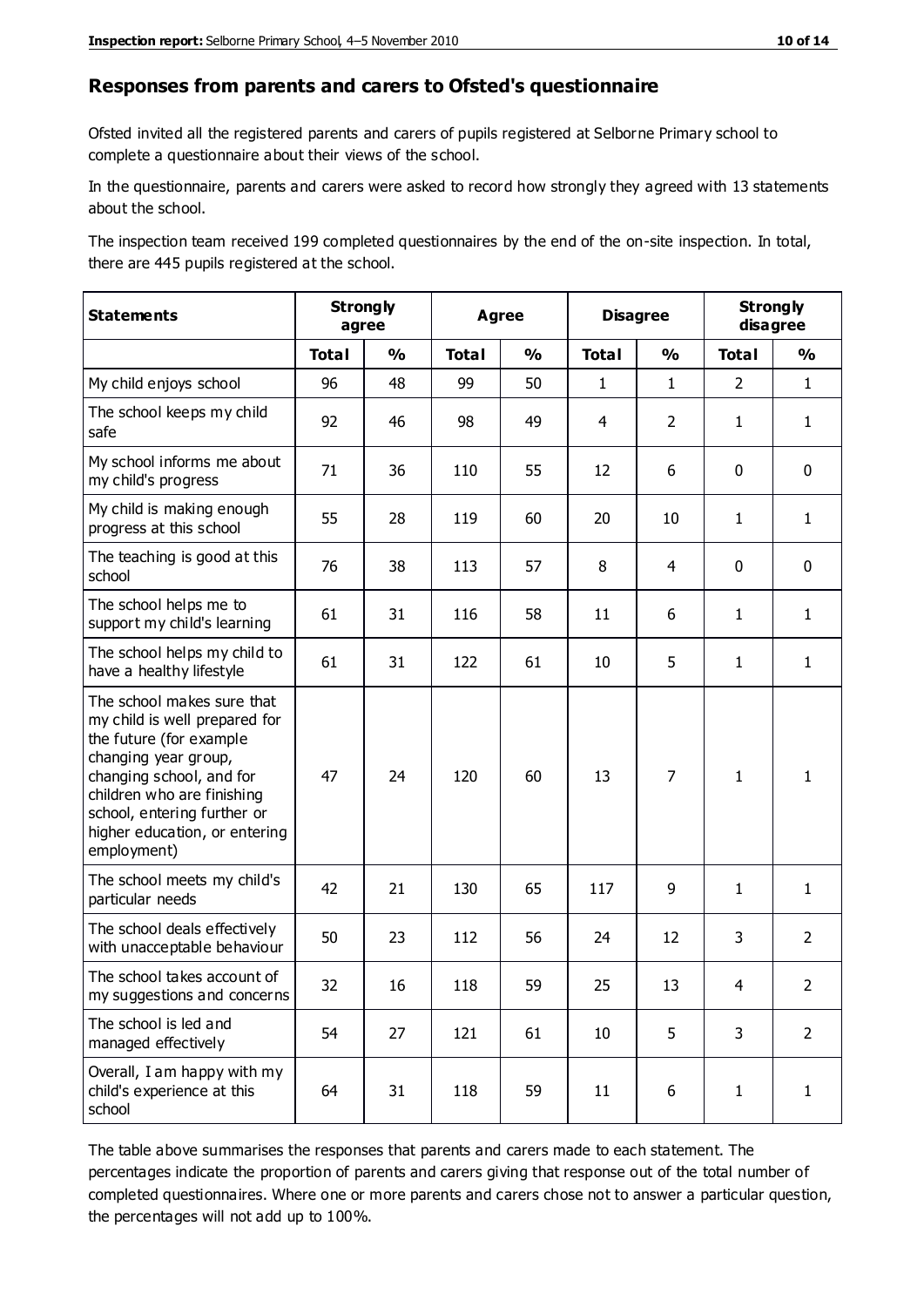## Responses from parents and carers to Ofsted's questionnaire

Ofsted invited all the registered parents and carers of pupils registered at Selborne Primary school to complete a questionnaire about their views of the school.

In the questionnaire, parents and carers were asked to record how strongly they agreed with 13 statements about the school.

The inspection team received 199 completed questionnaires by the end of the on-site inspection. In total, there are 445 pupils registered at the school.

| Statements | Strongly agree | | Agree | | Disagree | | Strongly disagree | |
|---|---|---|---|---|---|---|---|---|
| | Total | % | Total | % | Total | % | Total | % |
| My child enjoys school | 96 | 48 | 99 | 50 | 1 | 1 | 2 | 1 |
| The school keeps my child safe | 92 | 46 | 98 | 49 | 4 | 2 | 1 | 1 |
| My school informs me about my child's progress | 71 | 36 | 110 | 55 | 12 | 6 | 0 | 0 |
| My child is making enough progress at this school | 55 | 28 | 119 | 60 | 20 | 10 | 1 | 1 |
| The teaching is good at this school | 76 | 38 | 113 | 57 | 8 | 4 | 0 | 0 |
| The school helps me to support my child's learning | 61 | 31 | 116 | 58 | 11 | 6 | 1 | 1 |
| The school helps my child to have a healthy lifestyle | 61 | 31 | 122 | 61 | 10 | 5 | 1 | 1 |
| The school makes sure that my child is well prepared for the future (for example changing year group, changing school, and for children who are finishing school, entering further or higher education, or entering employment) | 47 | 24 | 120 | 60 | 13 | 7 | 1 | 1 |
| The school meets my child's particular needs | 42 | 21 | 130 | 65 | 117 | 9 | 1 | 1 |
| The school deals effectively with unacceptable behaviour | 50 | 23 | 112 | 56 | 24 | 12 | 3 | 2 |
| The school takes account of my suggestions and concerns | 32 | 16 | 118 | 59 | 25 | 13 | 4 | 2 |
| The school is led and managed effectively | 54 | 27 | 121 | 61 | 10 | 5 | 3 | 2 |
| Overall, I am happy with my child's experience at this school | 64 | 31 | 118 | 59 | 11 | 6 | 1 | 1 |

The table above summarises the responses that parents and carers made to each statement. The percentages indicate the proportion of parents and carers giving that response out of the total number of completed questionnaires. Where one or more parents and carers chose not to answer a particular question, the percentages will not add up to 100%.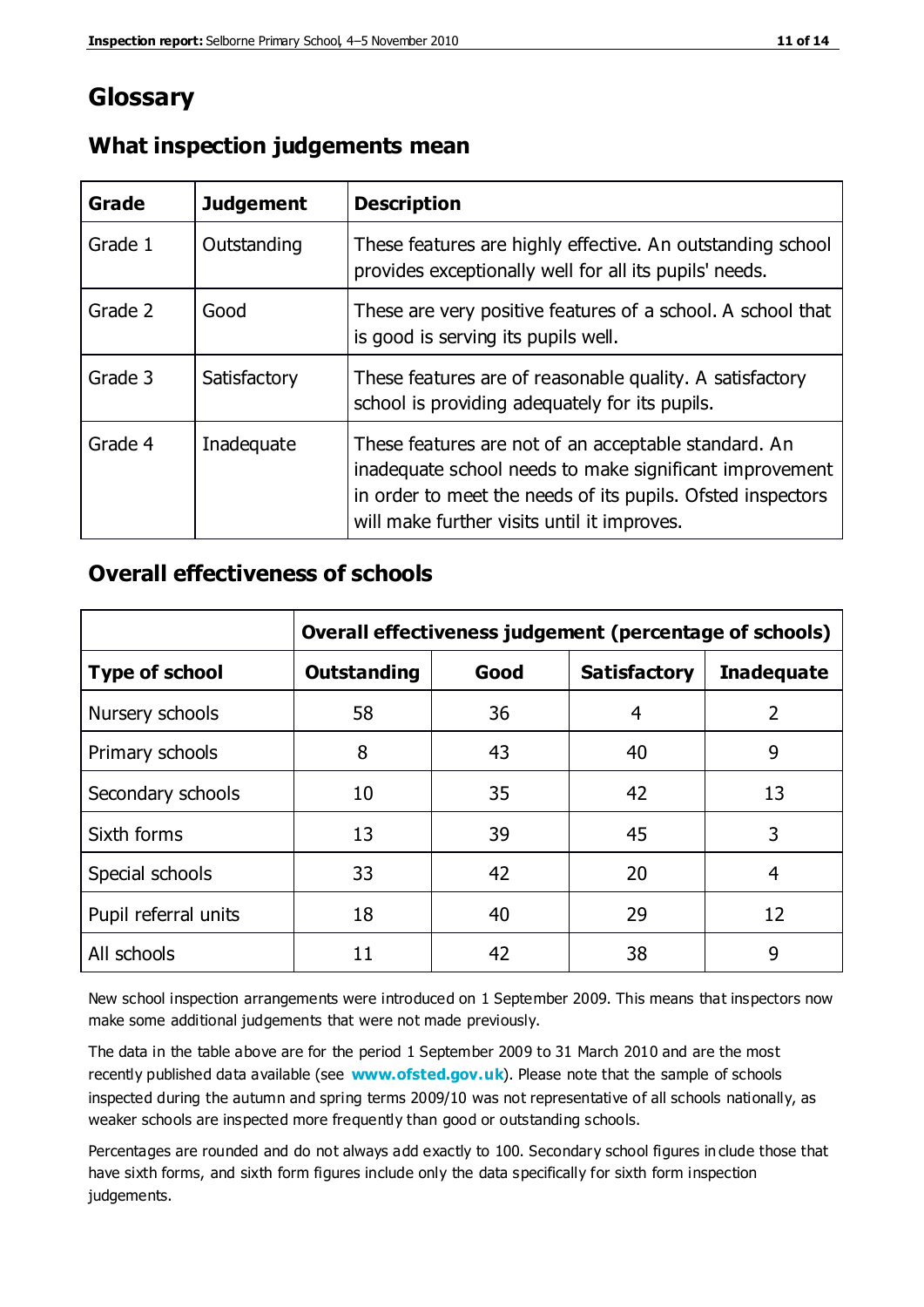# Glossary

## What inspection judgements mean

| Grade | Judgement | Description |
|---|---|---|
| Grade 1 | Outstanding | These features are highly effective. An outstanding school provides exceptionally well for all its pupils' needs. |
| Grade 2 | Good | These are very positive features of a school. A school that is good is serving its pupils well. |
| Grade 3 | Satisfactory | These features are of reasonable quality. A satisfactory school is providing adequately for its pupils. |
| Grade 4 | Inadequate | These features are not of an acceptable standard. An inadequate school needs to make significant improvement in order to meet the needs of its pupils. Ofsted inspectors will make further visits until it improves. |

## Overall effectiveness of schools

| | Overall effectiveness judgement (percentage of schools) | | | |
|---|---|---|---|---|
| **Type of school** | **Outstanding** | **Good** | **Satisfactory** | **Inadequate** |
| Nursery schools | 58 | 36 | 4 | 2 |
| Primary schools | 8 | 43 | 40 | 9 |
| Secondary schools | 10 | 35 | 42 | 13 |
| Sixth forms | 13 | 39 | 45 | 3 |
| Special schools | 33 | 42 | 20 | 4 |
| Pupil referral units | 18 | 40 | 29 | 12 |
| All schools | 11 | 42 | 38 | 9 |

New school inspection arrangements were introduced on 1 September 2009. This means that inspectors now make some additional judgements that were not made previously.

The data in the table above are for the period 1 September 2009 to 31 March 2010 and are the most recently published data available (see **www.ofsted.gov.uk**). Please note that the sample of schools inspected during the autumn and spring terms 2009/10 was not representative of all schools nationally, as weaker schools are inspected more frequently than good or outstanding schools.

Percentages are rounded and do not always add exactly to 100. Secondary school figures include those that have sixth forms, and sixth form figures include only the data specifically for sixth form inspection judgements.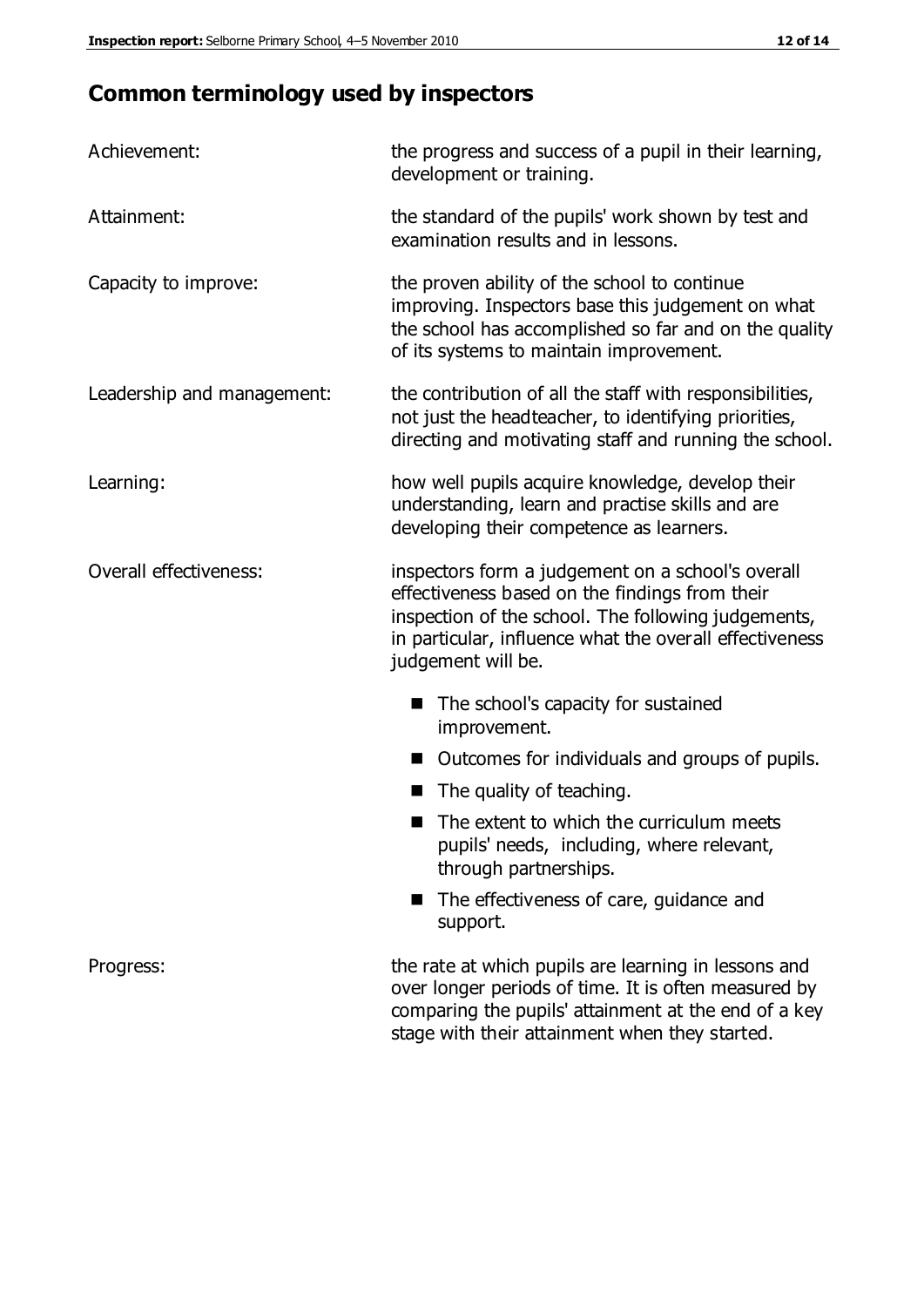## Common terminology used by inspectors

| | |
|---|---|
| Achievement: | the progress and success of a pupil in their learning, development or training. |
| Attainment: | the standard of the pupils' work shown by test and examination results and in lessons. |
| Capacity to improve: | the proven ability of the school to continue improving. Inspectors base this judgement on what the school has accomplished so far and on the quality of its systems to maintain improvement. |
| Leadership and management: | the contribution of all the staff with responsibilities, not just the headteacher, to identifying priorities, directing and motivating staff and running the school. |
| Learning: | how well pupils acquire knowledge, develop their understanding, learn and practise skills and are developing their competence as learners. |
| Overall effectiveness: | inspectors form a judgement on a school's overall effectiveness based on the findings from their inspection of the school. The following judgements, in particular, influence what the overall effectiveness judgement will be.<br>■ The school's capacity for sustained improvement.<br>■ Outcomes for individuals and groups of pupils.<br>■ The quality of teaching.<br>■ The extent to which the curriculum meets pupils' needs, including, where relevant, through partnerships.<br>■ The effectiveness of care, guidance and support. |
| Progress: | the rate at which pupils are learning in lessons and over longer periods of time. It is often measured by comparing the pupils' attainment at the end of a key stage with their attainment when they started. |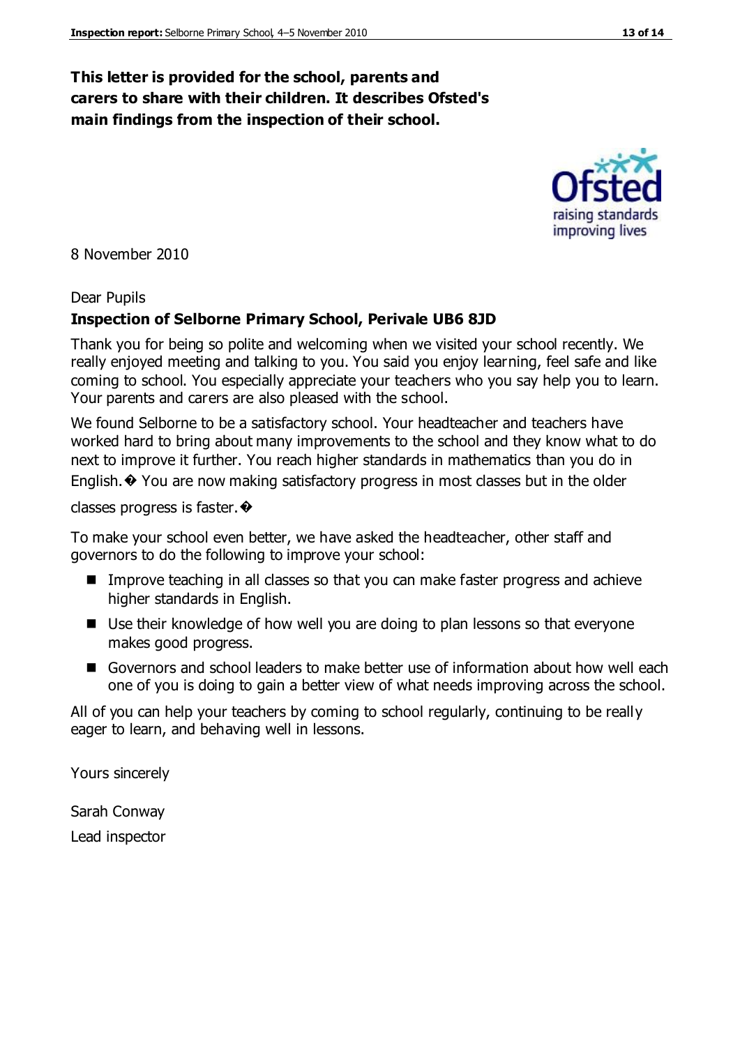**This letter is provided for the school, parents and carers to share with their children. It describes Ofsted's main findings from the inspection of their school.**

8 November 2010

Dear Pupils

**Inspection of Selborne Primary School, Perivale UB6 8JD**

Thank you for being so polite and welcoming when we visited your school recently. We really enjoyed meeting and talking to you. You said you enjoy learning, feel safe and like coming to school. You especially appreciate your teachers who you say help you to learn. Your parents and carers are also pleased with the school.

We found Selborne to be a satisfactory school. Your headteacher and teachers have worked hard to bring about many improvements to the school and they know what to do next to improve it further. You reach higher standards in mathematics than you do in English.� You are now making satisfactory progress in most classes but in the older classes progress is faster.�

To make your school even better, we have asked the headteacher, other staff and governors to do the following to improve your school:

- Improve teaching in all classes so that you can make faster progress and achieve higher standards in English.
- Use their knowledge of how well you are doing to plan lessons so that everyone makes good progress.
- Governors and school leaders to make better use of information about how well each one of you is doing to gain a better view of what needs improving across the school.

All of you can help your teachers by coming to school regularly, continuing to be really eager to learn, and behaving well in lessons.

Yours sincerely

Sarah Conway

Lead inspector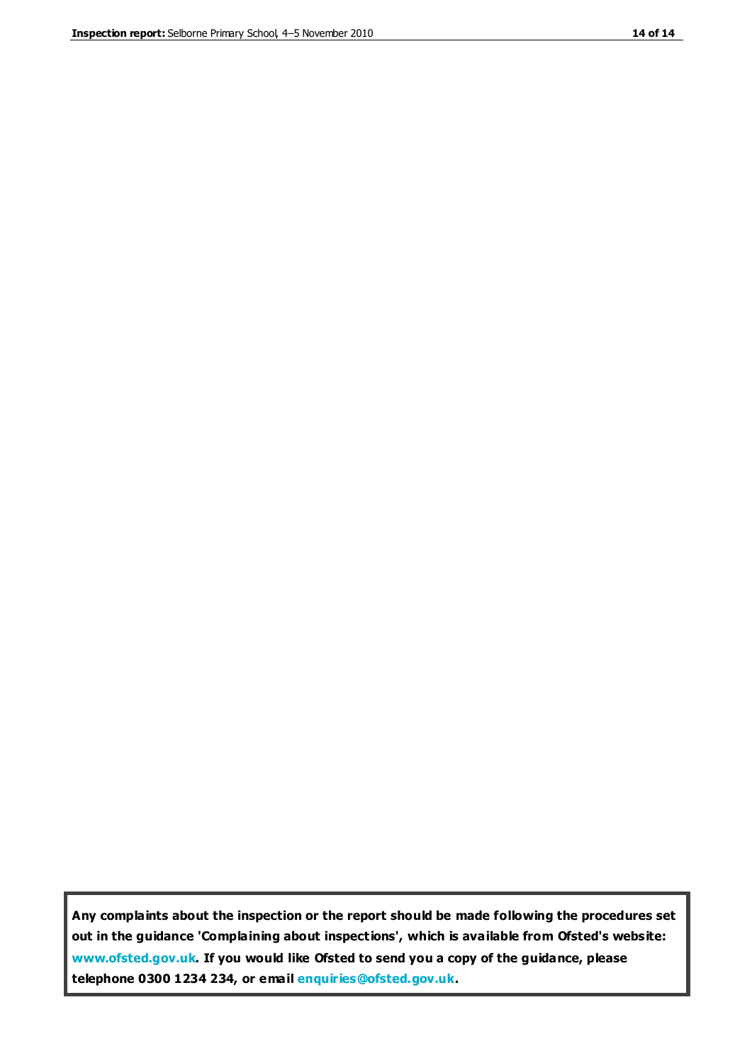**Any complaints about the inspection or the report should be made following the procedures set out in the guidance 'Complaining about inspections', which is available from Ofsted's website: www.ofsted.gov.uk. If you would like Ofsted to send you a copy of the guidance, please telephone 0300 1234 234, or email enquiries@ofsted.gov.uk.**